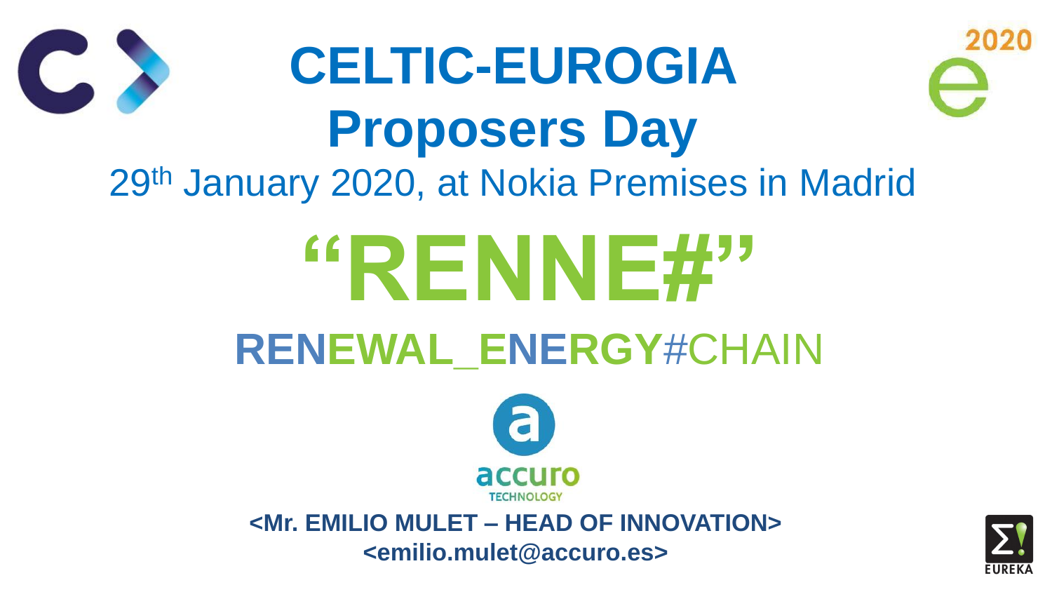# CELTIC-EUROGIA Proposers Day

29th January 2020, at Nokia Premises in Madrid

# "RENNE#"

## RENEWAL_ENERGY#CHAIN

accuro TECHNOLOGY

**<Mr. EMILIO MULET – HEAD OF INNOVATION>**

**<emilio.mulet@accuro.es>**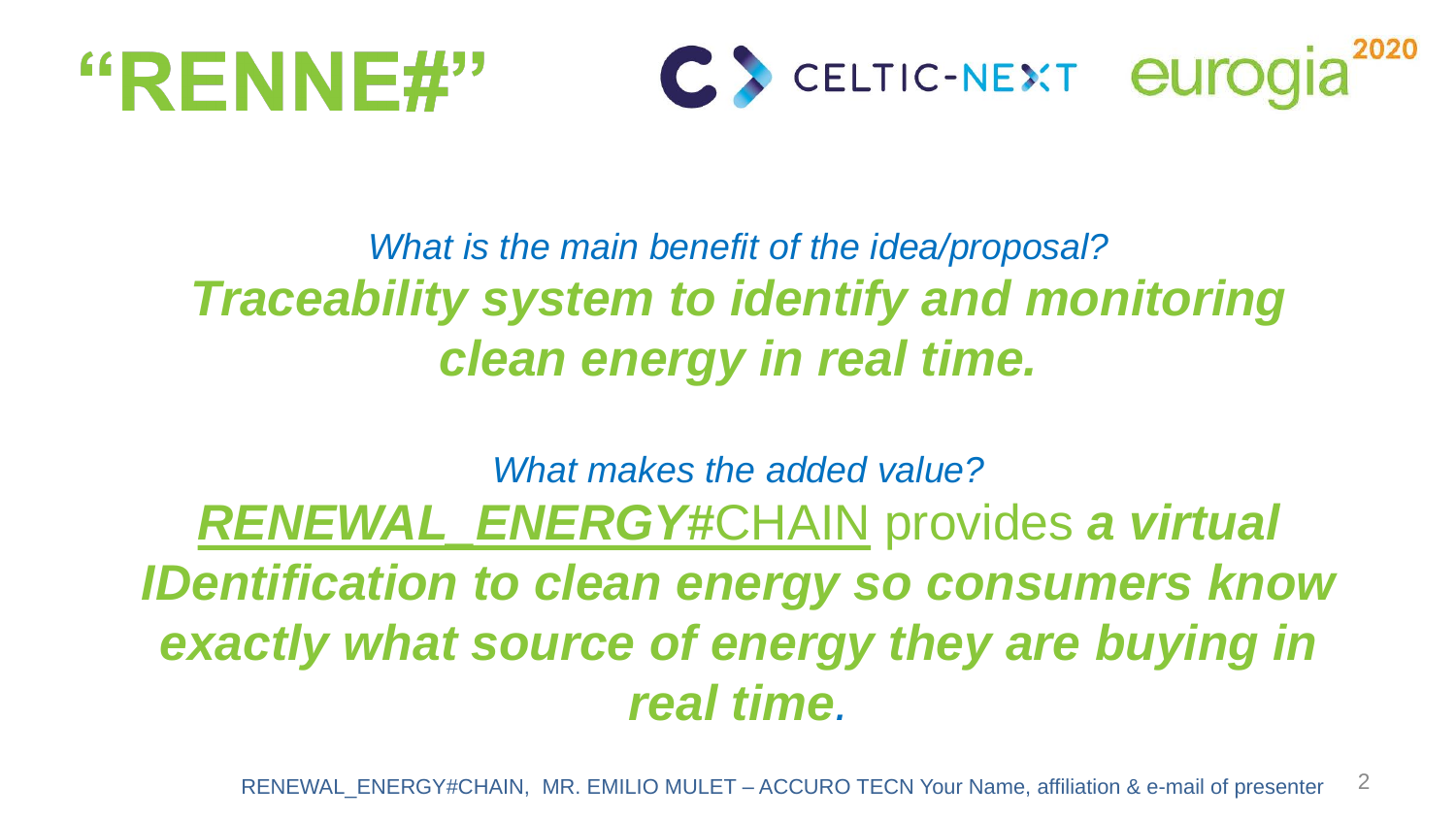# "RENNE#"

CELTIC-NEXT eurogia 2020

*What is the main benefit of the idea/proposal?*

***Traceability system to identify and monitoring clean energy in real time.***

*What makes the added value?*

***RENEWAL_ENERGY*#CHAIN** provides ***a virtual IDentification to clean energy so consumers know exactly what source of energy they are buying in real time.***

RENEWAL_ENERGY#CHAIN, MR. EMILIO MULET – ACCURO TECN Your Name, affiliation & e-mail of presenter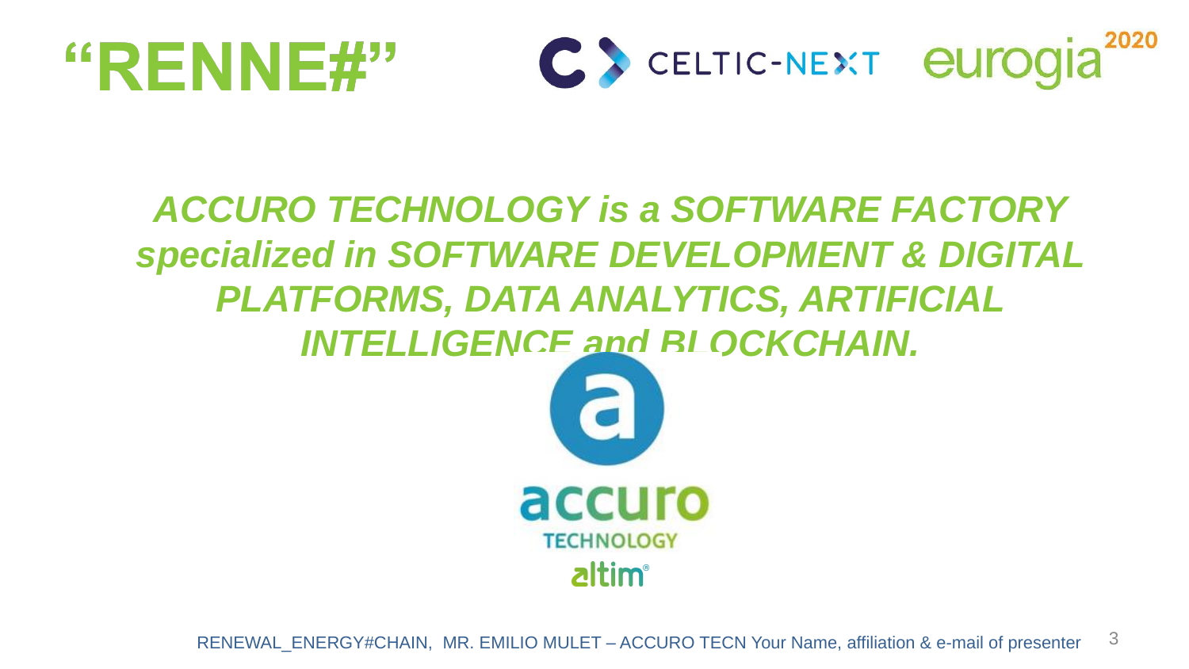# "RENNE#"

CELTIC-NEXT eurogia 2020

***ACCURO TECHNOLOGY is a SOFTWARE FACTORY specialized in SOFTWARE DEVELOPMENT & DIGITAL PLATFORMS, DATA ANALYTICS, ARTIFICIAL INTELLIGENCE and BLOCKCHAIN.***

accuro TECHNOLOGY

altim®

RENEWAL_ENERGY#CHAIN, MR. EMILIO MULET – ACCURO TECN Your Name, affiliation & e-mail of presenter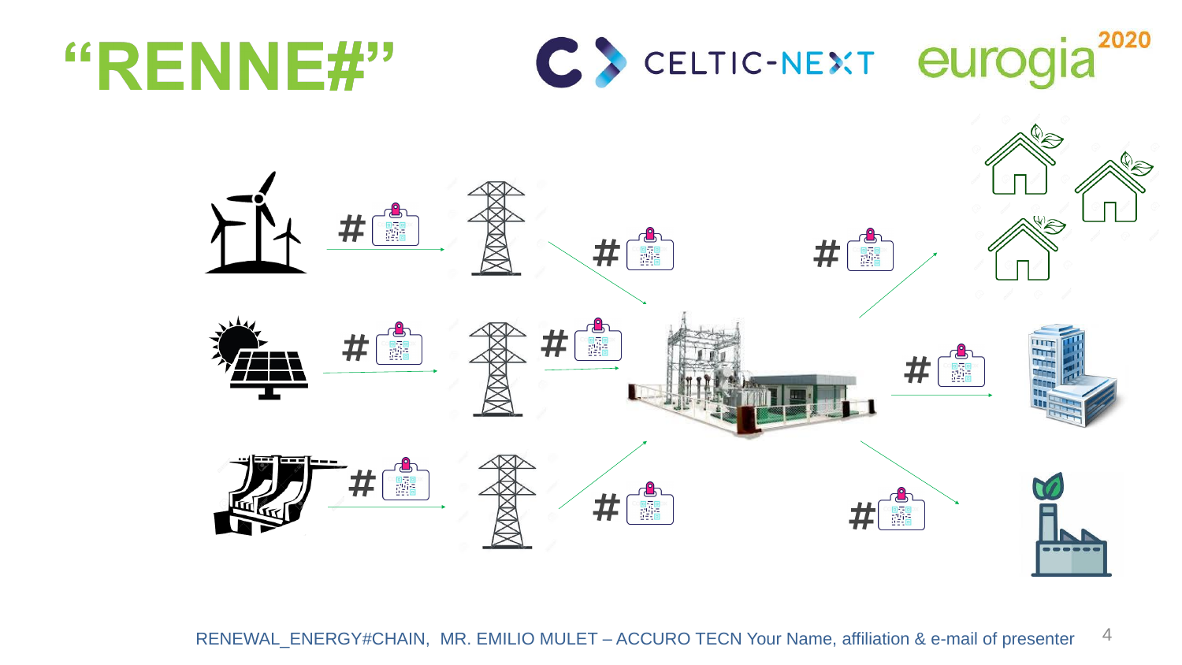# "RENNE#"

CELTIC-NEXT eurogia2020

RENEWAL_ENERGY#CHAIN, MR. EMILIO MULET – ACCURO TECN Your Name, affiliation & e-mail of presenter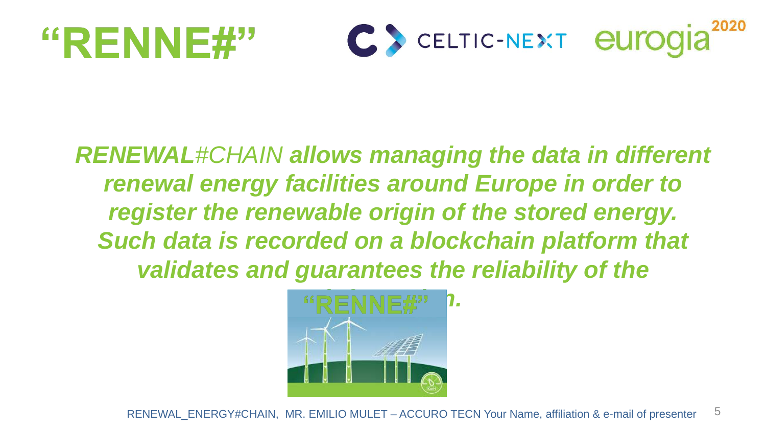# “RENNE#”

***RENEWAL**#CHAIN **allows managing the data in different renewal energy facilities around Europe in order to register the renewable origin of the stored energy. Such data is recorded on a blockchain platform that validates and guarantees the reliability of the information.***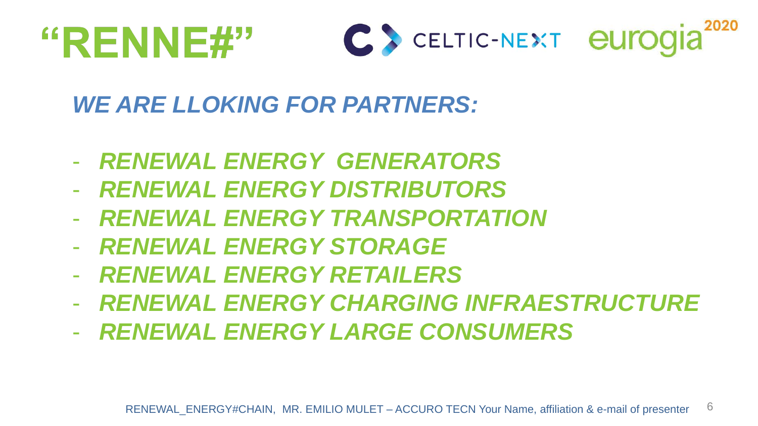# "RENNE#"

CELTIC-NEXT eurogia 2020

***WE ARE LLOKING FOR PARTNERS:***

- ***RENEWAL ENERGY GENERATORS***
- ***RENEWAL ENERGY DISTRIBUTORS***
- ***RENEWAL ENERGY TRANSPORTATION***
- ***RENEWAL ENERGY STORAGE***
- ***RENEWAL ENERGY RETAILERS***
- ***RENEWAL ENERGY CHARGING INFRAESTRUCTURE***
- ***RENEWAL ENERGY LARGE CONSUMERS***

RENEWAL_ENERGY#CHAIN, MR. EMILIO MULET – ACCURO TECN Your Name, affiliation & e-mail of presenter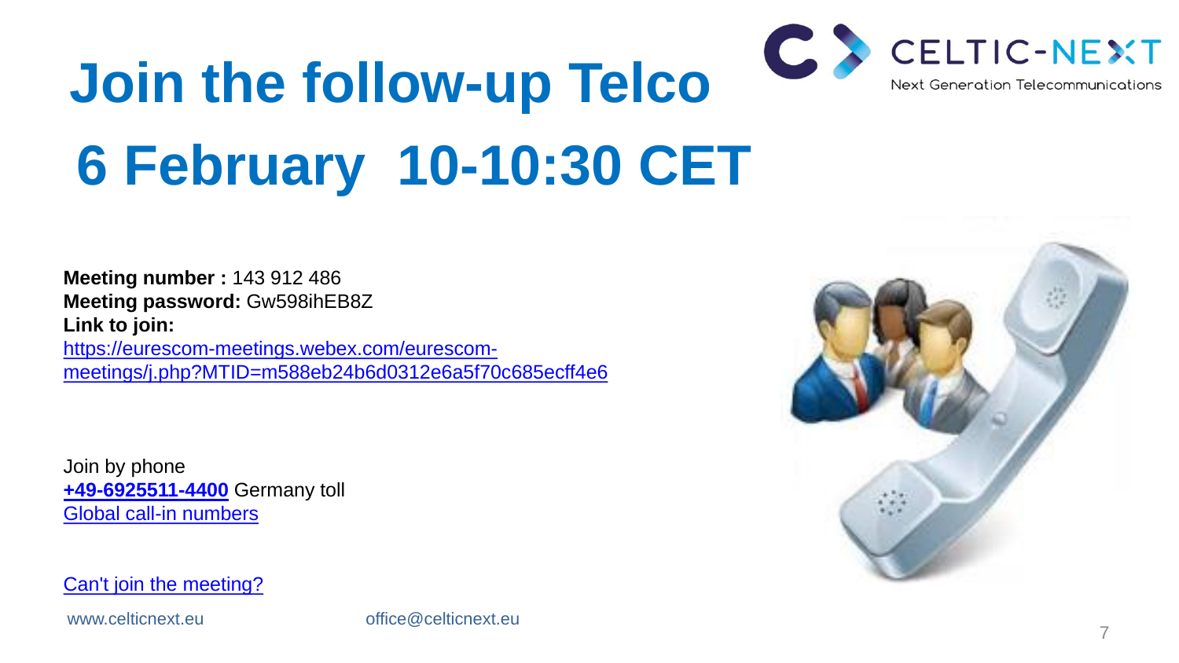# Join the follow-up Telco

# 6 February 10-10:30 CET

**Meeting number :** 143 912 486
**Meeting password:** Gw598ihEB8Z
**Link to join:**
https://eurescom-meetings.webex.com/eurescom-meetings/j.php?MTID=m588eb24b6d0312e6a5f70c685ecff4e6

Join by phone
**+49-6925511-4400** Germany toll
Global call-in numbers

Can't join the meeting?

www.celticnext.eu office@celticnext.eu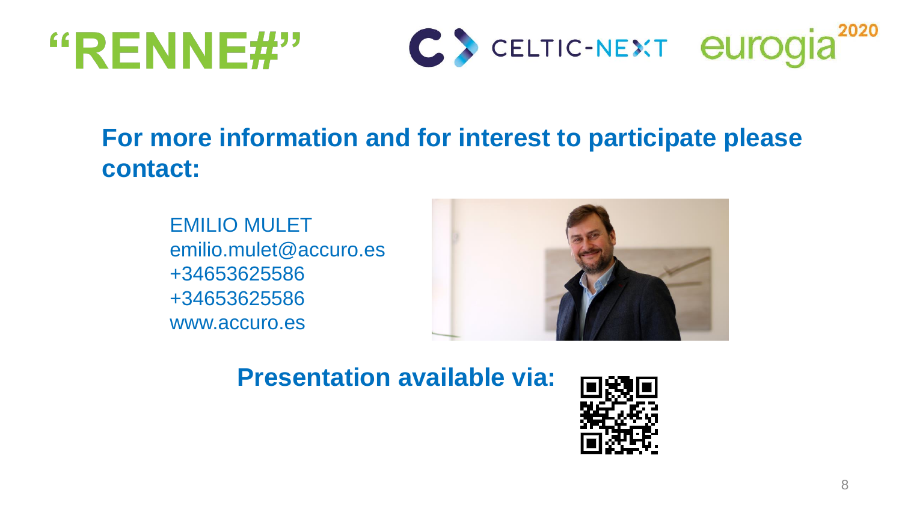# “RENNE#”

CELTIC-NEXT eurogia 2020

## For more information and for interest to participate please contact:

EMILIO MULET
emilio.mulet@accuro.es
+34653625586
+34653625586
www.accuro.es

## Presentation available via: